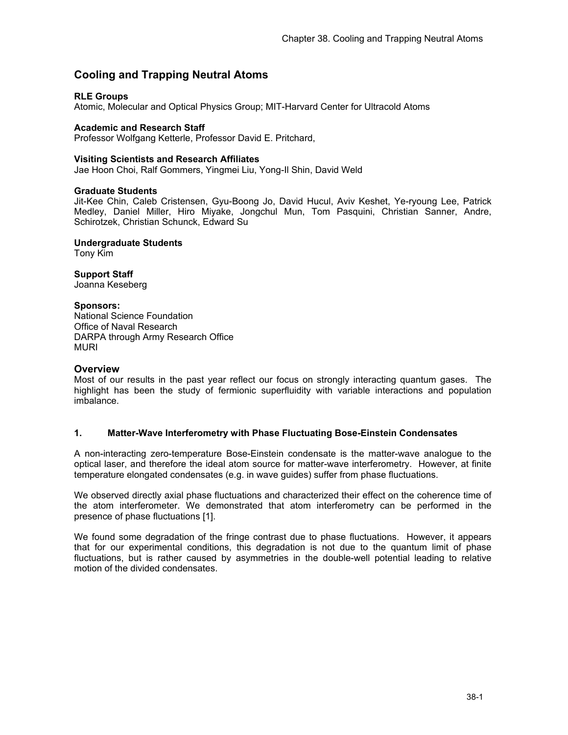# Cooling and Trapping Neutral Atoms

**RLE Groups**
Atomic, Molecular and Optical Physics Group; MIT-Harvard Center for Ultracold Atoms

**Academic and Research Staff**
Professor Wolfgang Ketterle, Professor David E. Pritchard,

**Visiting Scientists and Research Affiliates**
Jae Hoon Choi, Ralf Gommers, Yingmei Liu, Yong-Il Shin, David Weld

**Graduate Students**
Jit-Kee Chin, Caleb Cristensen, Gyu-Boong Jo, David Hucul, Aviv Keshet, Ye-ryoung Lee, Patrick Medley, Daniel Miller, Hiro Miyake, Jongchul Mun, Tom Pasquini, Christian Sanner, Andre, Schirotzek, Christian Schunck, Edward Su

**Undergraduate Students**
Tony Kim

**Support Staff**
Joanna Keseberg

**Sponsors:**
National Science Foundation
Office of Naval Research
DARPA through Army Research Office
MURI

## Overview

Most of our results in the past year reflect our focus on strongly interacting quantum gases. The highlight has been the study of fermionic superfluidity with variable interactions and population imbalance.

### 1. Matter-Wave Interferometry with Phase Fluctuating Bose-Einstein Condensates

A non-interacting zero-temperature Bose-Einstein condensate is the matter-wave analogue to the optical laser, and therefore the ideal atom source for matter-wave interferometry. However, at finite temperature elongated condensates (e.g. in wave guides) suffer from phase fluctuations.

We observed directly axial phase fluctuations and characterized their effect on the coherence time of the atom interferometer. We demonstrated that atom interferometry can be performed in the presence of phase fluctuations [1].

We found some degradation of the fringe contrast due to phase fluctuations. However, it appears that for our experimental conditions, this degradation is not due to the quantum limit of phase fluctuations, but is rather caused by asymmetries in the double-well potential leading to relative motion of the divided condensates.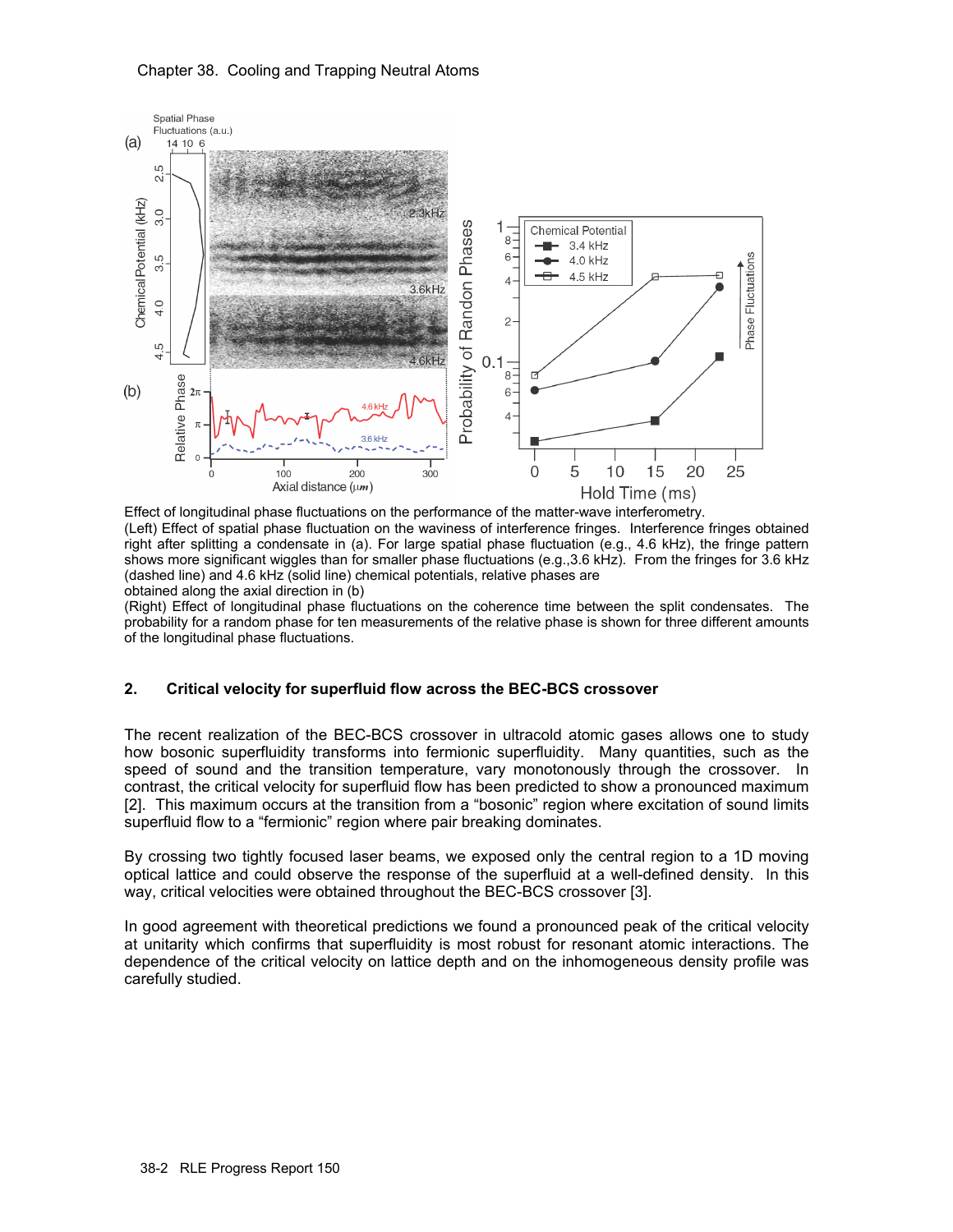Effect of longitudinal phase fluctuations on the performance of the matter-wave interferometry.
(Left) Effect of spatial phase fluctuation on the waviness of interference fringes. Interference fringes obtained right after splitting a condensate in (a). For large spatial phase fluctuation (e.g., 4.6 kHz), the fringe pattern shows more significant wiggles than for smaller phase fluctuations (e.g.,3.6 kHz). From the fringes for 3.6 kHz (dashed line) and 4.6 kHz (solid line) chemical potentials, relative phases are obtained along the axial direction in (b)
(Right) Effect of longitudinal phase fluctuations on the coherence time between the split condensates. The probability for a random phase for ten measurements of the relative phase is shown for three different amounts of the longitudinal phase fluctuations.

## 2. Critical velocity for superfluid flow across the BEC-BCS crossover

The recent realization of the BEC-BCS crossover in ultracold atomic gases allows one to study how bosonic superfluidity transforms into fermionic superfluidity. Many quantities, such as the speed of sound and the transition temperature, vary monotonously through the crossover. In contrast, the critical velocity for superfluid flow has been predicted to show a pronounced maximum [2]. This maximum occurs at the transition from a “bosonic” region where excitation of sound limits superfluid flow to a “fermionic” region where pair breaking dominates.

By crossing two tightly focused laser beams, we exposed only the central region to a 1D moving optical lattice and could observe the response of the superfluid at a well-defined density. In this way, critical velocities were obtained throughout the BEC-BCS crossover [3].

In good agreement with theoretical predictions we found a pronounced peak of the critical velocity at unitarity which confirms that superfluidity is most robust for resonant atomic interactions. The dependence of the critical velocity on lattice depth and on the inhomogeneous density profile was carefully studied.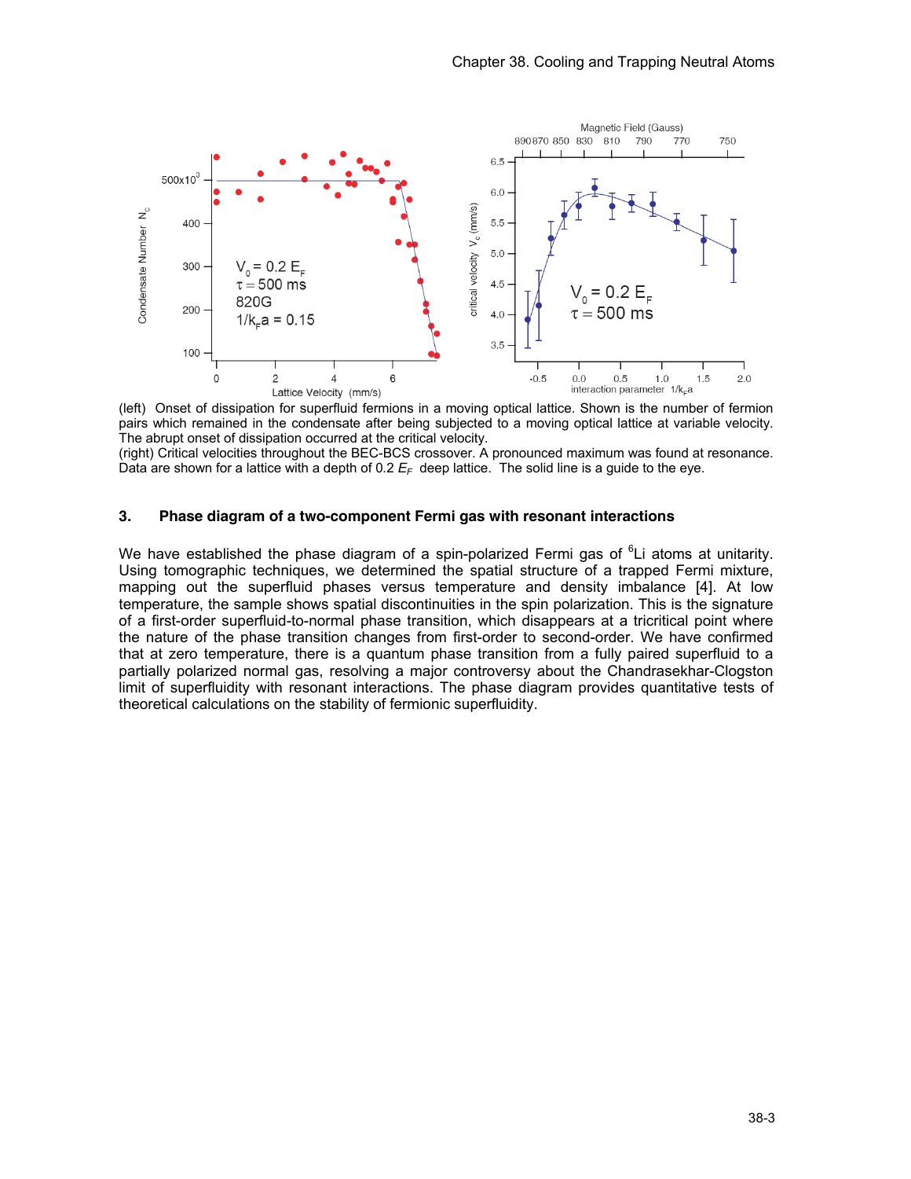(left) Onset of dissipation for superfluid fermions in a moving optical lattice. Shown is the number of fermion pairs which remained in the condensate after being subjected to a moving optical lattice at variable velocity. The abrupt onset of dissipation occurred at the critical velocity.

(right) Critical velocities throughout the BEC-BCS crossover. A pronounced maximum was found at resonance. Data are shown for a lattice with a depth of 0.2 $E_F$ deep lattice. The solid line is a guide to the eye.

### 3. Phase diagram of a two-component Fermi gas with resonant interactions

We have established the phase diagram of a spin-polarized Fermi gas of $^6$Li atoms at unitarity. Using tomographic techniques, we determined the spatial structure of a trapped Fermi mixture, mapping out the superfluid phases versus temperature and density imbalance [4]. At low temperature, the sample shows spatial discontinuities in the spin polarization. This is the signature of a first-order superfluid-to-normal phase transition, which disappears at a tricritical point where the nature of the phase transition changes from first-order to second-order. We have confirmed that at zero temperature, there is a quantum phase transition from a fully paired superfluid to a partially polarized normal gas, resolving a major controversy about the Chandrasekhar-Clogston limit of superfluidity with resonant interactions. The phase diagram provides quantitative tests of theoretical calculations on the stability of fermionic superfluidity.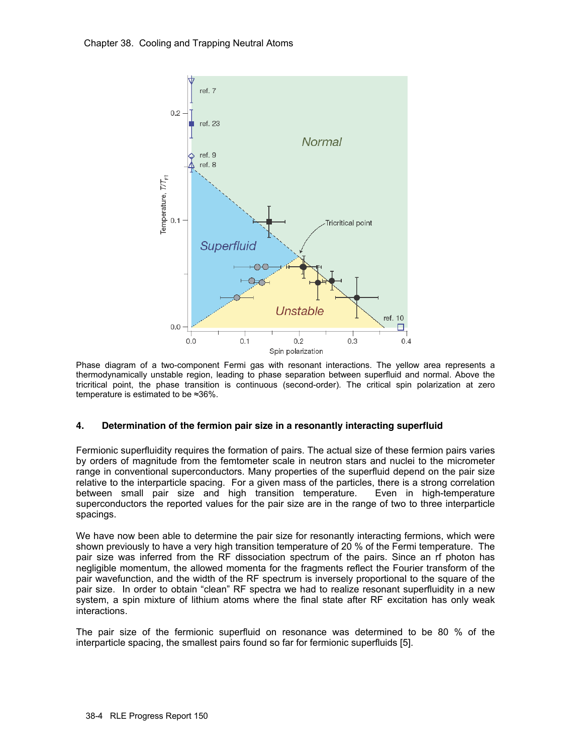Phase diagram of a two-component Fermi gas with resonant interactions. The yellow area represents a thermodynamically unstable region, leading to phase separation between superfluid and normal. Above the tricritical point, the phase transition is continuous (second-order). The critical spin polarization at zero temperature is estimated to be ≈36%.

### 4. Determination of the fermion pair size in a resonantly interacting superfluid

Fermionic superfluidity requires the formation of pairs. The actual size of these fermion pairs varies by orders of magnitude from the femtometer scale in neutron stars and nuclei to the micrometer range in conventional superconductors. Many properties of the superfluid depend on the pair size relative to the interparticle spacing. For a given mass of the particles, there is a strong correlation between small pair size and high transition temperature. Even in high-temperature superconductors the reported values for the pair size are in the range of two to three interparticle spacings.

We have now been able to determine the pair size for resonantly interacting fermions, which were shown previously to have a very high transition temperature of 20 % of the Fermi temperature. The pair size was inferred from the RF dissociation spectrum of the pairs. Since an rf photon has negligible momentum, the allowed momenta for the fragments reflect the Fourier transform of the pair wavefunction, and the width of the RF spectrum is inversely proportional to the square of the pair size. In order to obtain "clean" RF spectra we had to realize resonant superfluidity in a new system, a spin mixture of lithium atoms where the final state after RF excitation has only weak interactions.

The pair size of the fermionic superfluid on resonance was determined to be 80 % of the interparticle spacing, the smallest pairs found so far for fermionic superfluids [5].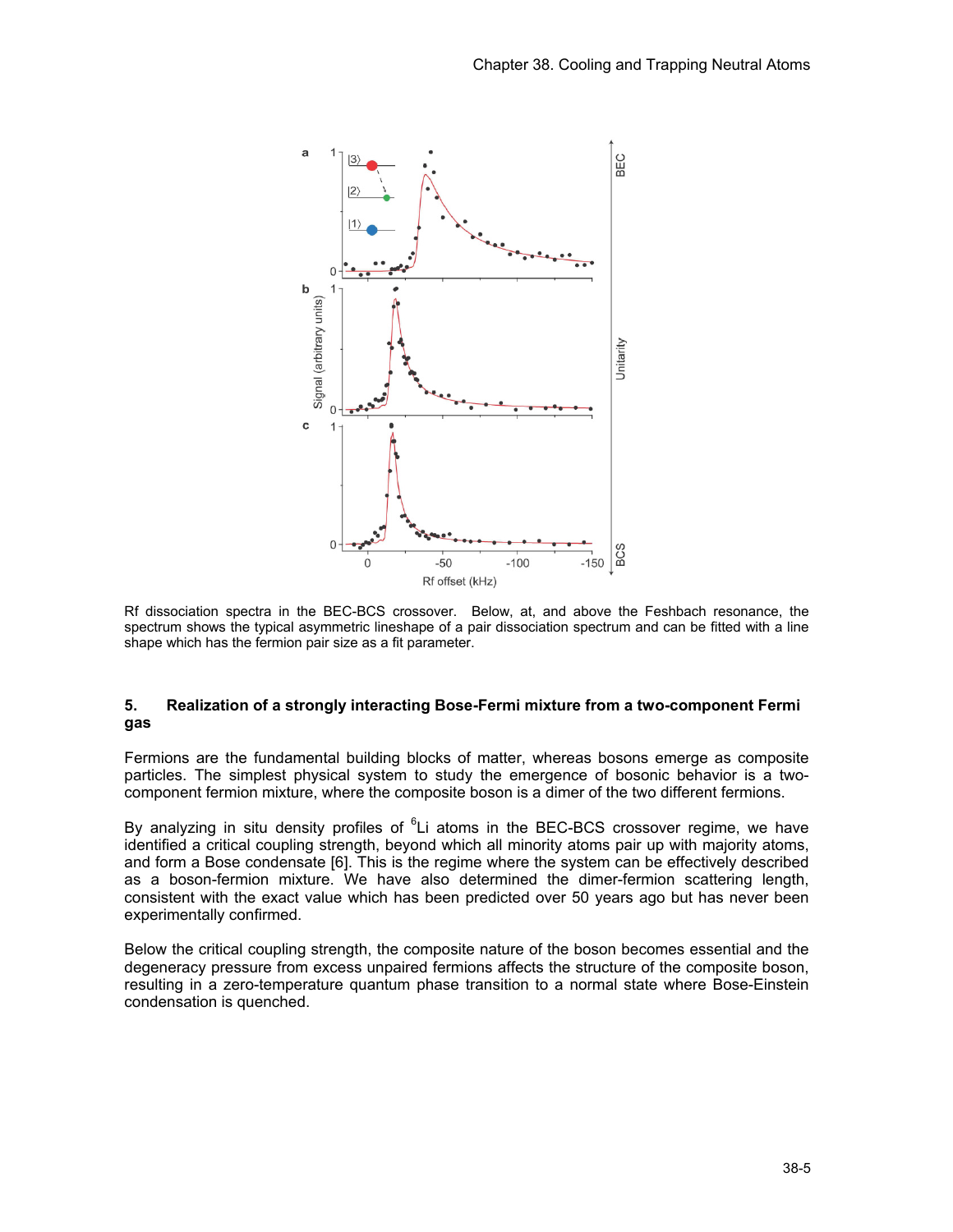Rf dissociation spectra in the BEC-BCS crossover. Below, at, and above the Feshbach resonance, the spectrum shows the typical asymmetric lineshape of a pair dissociation spectrum and can be fitted with a line shape which has the fermion pair size as a fit parameter.

## 5. Realization of a strongly interacting Bose-Fermi mixture from a two-component Fermi gas

Fermions are the fundamental building blocks of matter, whereas bosons emerge as composite particles. The simplest physical system to study the emergence of bosonic behavior is a two-component fermion mixture, where the composite boson is a dimer of the two different fermions.

By analyzing in situ density profiles of $^{6}$Li atoms in the BEC-BCS crossover regime, we have identified a critical coupling strength, beyond which all minority atoms pair up with majority atoms, and form a Bose condensate [6]. This is the regime where the system can be effectively described as a boson-fermion mixture. We have also determined the dimer-fermion scattering length, consistent with the exact value which has been predicted over 50 years ago but has never been experimentally confirmed.

Below the critical coupling strength, the composite nature of the boson becomes essential and the degeneracy pressure from excess unpaired fermions affects the structure of the composite boson, resulting in a zero-temperature quantum phase transition to a normal state where Bose-Einstein condensation is quenched.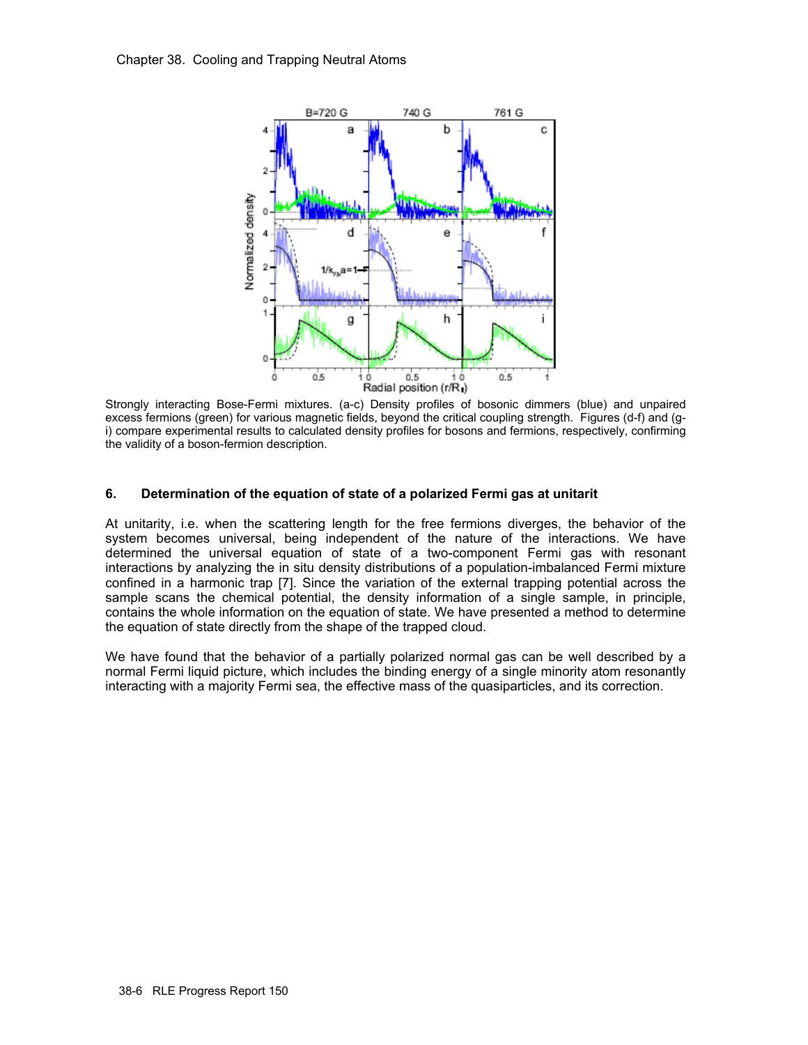Strongly interacting Bose-Fermi mixtures. (a-c) Density profiles of bosonic dimmers (blue) and unpaired excess fermions (green) for various magnetic fields, beyond the critical coupling strength. Figures (d-f) and (g-i) compare experimental results to calculated density profiles for bosons and fermions, respectively, confirming the validity of a boson-fermion description.

### 6. Determination of the equation of state of a polarized Fermi gas at unitarit

At unitarity, i.e. when the scattering length for the free fermions diverges, the behavior of the system becomes universal, being independent of the nature of the interactions. We have determined the universal equation of state of a two-component Fermi gas with resonant interactions by analyzing the in situ density distributions of a population-imbalanced Fermi mixture confined in a harmonic trap [7]. Since the variation of the external trapping potential across the sample scans the chemical potential, the density information of a single sample, in principle, contains the whole information on the equation of state. We have presented a method to determine the equation of state directly from the shape of the trapped cloud.

We have found that the behavior of a partially polarized normal gas can be well described by a normal Fermi liquid picture, which includes the binding energy of a single minority atom resonantly interacting with a majority Fermi sea, the effective mass of the quasiparticles, and its correction.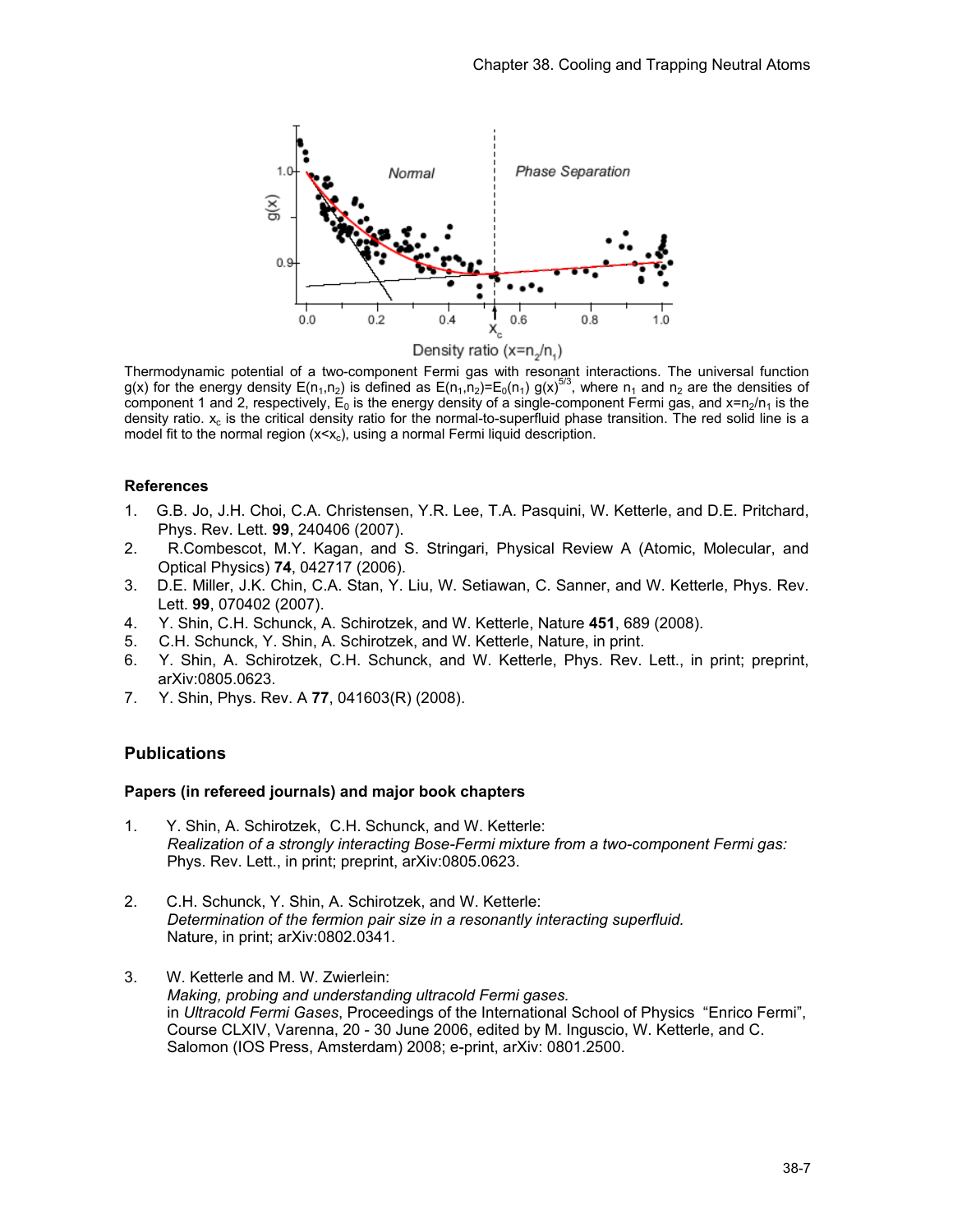Thermodynamic potential of a two-component Fermi gas with resonant interactions. The universal function $g(x)$ for the energy density $E(n_1,n_2)$ is defined as $E(n_1,n_2)=E_0(n_1)\ g(x)^{5/3}$, where $n_1$ and $n_2$ are the densities of component 1 and 2, respectively, $E_0$ is the energy density of a single-component Fermi gas, and $x=n_2/n_1$ is the density ratio. $x_c$ is the critical density ratio for the normal-to-superfluid phase transition. The red solid line is a model fit to the normal region ($x<x_c$), using a normal Fermi liquid description.

### References

1. G.B. Jo, J.H. Choi, C.A. Christensen, Y.R. Lee, T.A. Pasquini, W. Ketterle, and D.E. Pritchard, Phys. Rev. Lett. **99**, 240406 (2007).
2. R.Combescot, M.Y. Kagan, and S. Stringari, Physical Review A (Atomic, Molecular, and Optical Physics) **74**, 042717 (2006).
3. D.E. Miller, J.K. Chin, C.A. Stan, Y. Liu, W. Setiawan, C. Sanner, and W. Ketterle, Phys. Rev. Lett. **99**, 070402 (2007).
4. Y. Shin, C.H. Schunck, A. Schirotzek, and W. Ketterle, Nature **451**, 689 (2008).
5. C.H. Schunck, Y. Shin, A. Schirotzek, and W. Ketterle, Nature, in print.
6. Y. Shin, A. Schirotzek, C.H. Schunck, and W. Ketterle, Phys. Rev. Lett., in print; preprint, arXiv:0805.0623.
7. Y. Shin, Phys. Rev. A **77**, 041603(R) (2008).

## Publications

### Papers (in refereed journals) and major book chapters

1. Y. Shin, A. Schirotzek, C.H. Schunck, and W. Ketterle:
   *Realization of a strongly interacting Bose-Fermi mixture from a two-component Fermi gas:*
   Phys. Rev. Lett., in print; preprint, arXiv:0805.0623.

2. C.H. Schunck, Y. Shin, A. Schirotzek, and W. Ketterle:
   *Determination of the fermion pair size in a resonantly interacting superfluid.*
   Nature, in print; arXiv:0802.0341.

3. W. Ketterle and M. W. Zwierlein:
   *Making, probing and understanding ultracold Fermi gases.*
   in *Ultracold Fermi Gases*, Proceedings of the International School of Physics "Enrico Fermi", Course CLXIV, Varenna, 20 - 30 June 2006, edited by M. Inguscio, W. Ketterle, and C. Salomon (IOS Press, Amsterdam) 2008; e-print, arXiv: 0801.2500.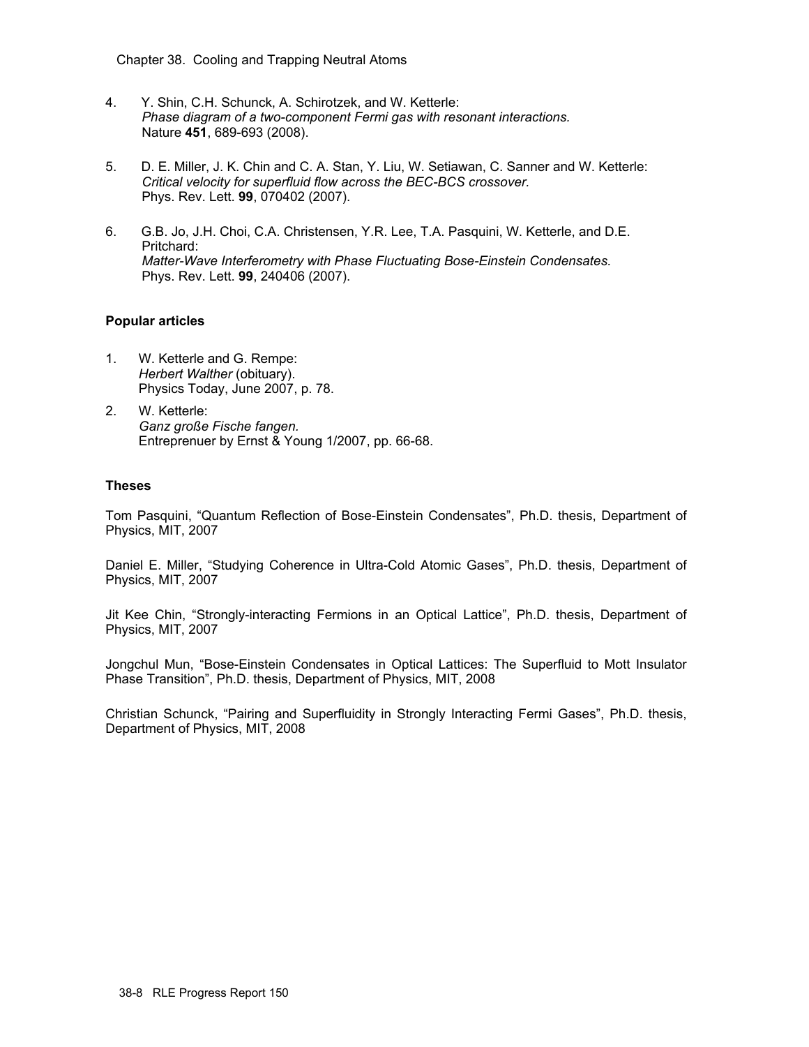4. Y. Shin, C.H. Schunck, A. Schirotzek, and W. Ketterle:
   *Phase diagram of a two-component Fermi gas with resonant interactions.*
   Nature **451**, 689-693 (2008).

5. D. E. Miller, J. K. Chin and C. A. Stan, Y. Liu, W. Setiawan, C. Sanner and W. Ketterle:
   *Critical velocity for superfluid flow across the BEC-BCS crossover.*
   Phys. Rev. Lett. **99**, 070402 (2007).

6. G.B. Jo, J.H. Choi, C.A. Christensen, Y.R. Lee, T.A. Pasquini, W. Ketterle, and D.E. Pritchard:
   *Matter-Wave Interferometry with Phase Fluctuating Bose-Einstein Condensates.*
   Phys. Rev. Lett. **99**, 240406 (2007).

**Popular articles**

1. W. Ketterle and G. Rempe:
   *Herbert Walther* (obituary).
   Physics Today, June 2007, p. 78.

2. W. Ketterle:
   *Ganz große Fische fangen.*
   Entreprenuer by Ernst & Young 1/2007, pp. 66-68.

**Theses**

Tom Pasquini, "Quantum Reflection of Bose-Einstein Condensates", Ph.D. thesis, Department of Physics, MIT, 2007

Daniel E. Miller, "Studying Coherence in Ultra-Cold Atomic Gases", Ph.D. thesis, Department of Physics, MIT, 2007

Jit Kee Chin, "Strongly-interacting Fermions in an Optical Lattice", Ph.D. thesis, Department of Physics, MIT, 2007

Jongchul Mun, "Bose-Einstein Condensates in Optical Lattices: The Superfluid to Mott Insulator Phase Transition", Ph.D. thesis, Department of Physics, MIT, 2008

Christian Schunck, "Pairing and Superfluidity in Strongly Interacting Fermi Gases", Ph.D. thesis, Department of Physics, MIT, 2008